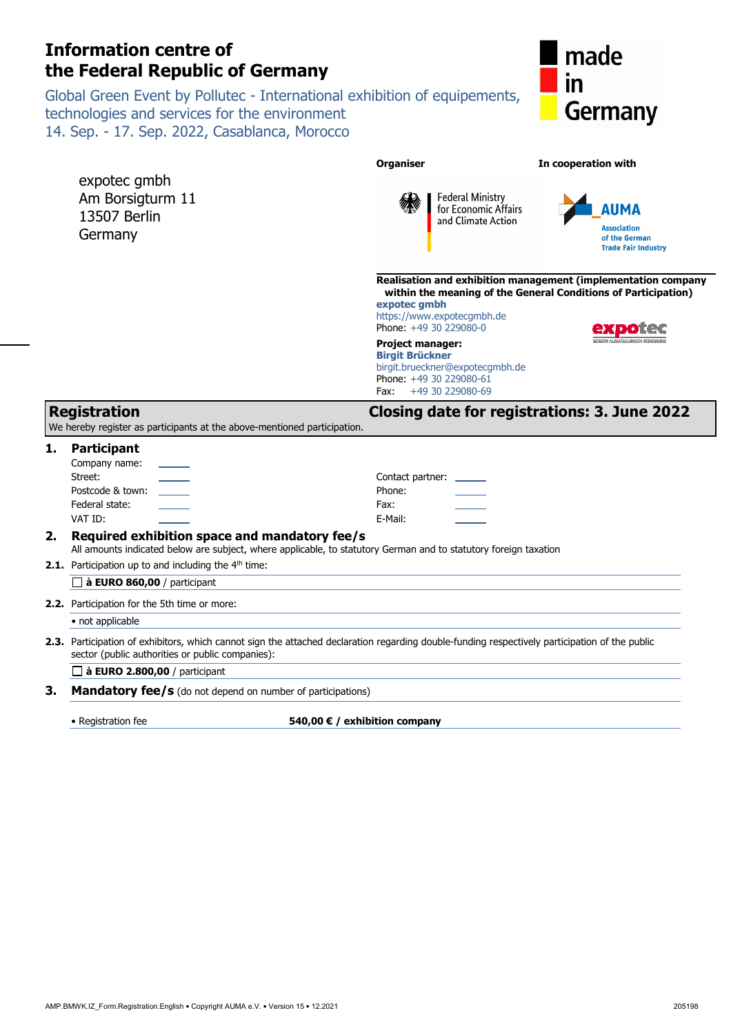# Information centre of the Federal Republic of Germany

Global Green Event by Pollutec - International exhibition of equipements, technologies and services for the environment
14. Sep. - 17. Sep. 2022, Casablanca, Morocco

made in Germany

expotec gmbh
Am Borsigturm 11
13507 Berlin
Germany

**Organiser**

Federal Ministry for Economic Affairs and Climate Action

**In cooperation with**

AUMA
Association of the German Trade Fair Industry

**Realisation and exhibition management (implementation company within the meaning of the General Conditions of Participation)**

**expotec gmbh**
https://www.expotecgmbh.de
Phone: +49 30 229080-0

**Project manager:**
**Birgit Brückner**
birgit.brueckner@expotecgmbh.de
Phone: +49 30 229080-61
Fax: +49 30 229080-69

## Registration

**Closing date for registrations: 3. June 2022**

We hereby register as participants at the above-mentioned participation.

### 1. Participant

| | | | |
|---|---|---|---|
| Company name: | | | |
| Street: | | Contact partner: | |
| Postcode & town: | | Phone: | |
| Federal state: | | Fax: | |
| VAT ID: | | E-Mail: | |

### 2. Required exhibition space and mandatory fee/s

All amounts indicated below are subject, where applicable, to statutory German and to statutory foreign taxation

**2.1.** Participation up to and including the 4th time:

☐ **à EURO 860,00** / participant

**2.2.** Participation for the 5th time or more:

- not applicable

**2.3.** Participation of exhibitors, which cannot sign the attached declaration regarding double-funding respectively participation of the public sector (public authorities or public companies):

☐ **à EURO 2.800,00** / participant

### 3. Mandatory fee/s (do not depend on number of participations)

- Registration fee **540,00 € / exhibition company**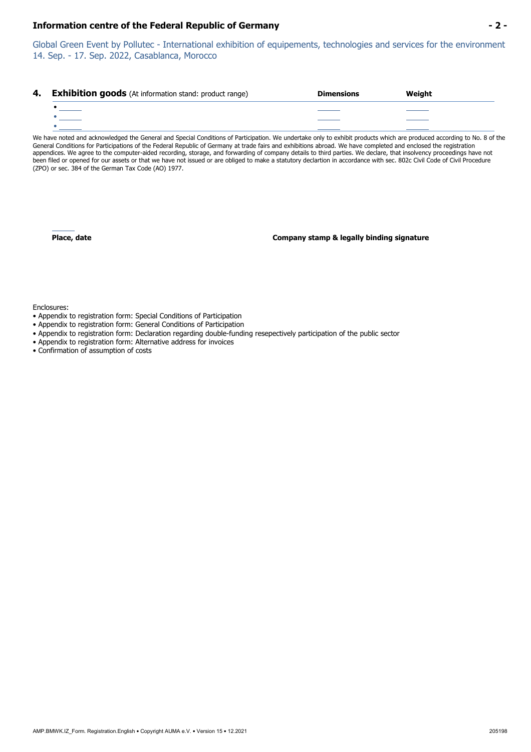Global Green Event by Pollutec - International exhibition of equipements, technologies and services for the environment
14. Sep. - 17. Sep. 2022, Casablanca, Morocco

## 4. **Exhibition goods** (At information stand: product range)

| | Dimensions | Weight |
|---|---|---|
| • ______ | ______ | ______ |
| • ______ | ______ | ______ |
| • ______ | ______ | ______ |

We have noted and acknowledged the General and Special Conditions of Participation. We undertake only to exhibit products which are produced according to No. 8 of the General Conditions for Participations of the Federal Republic of Germany at trade fairs and exhibitions abroad. We have completed and enclosed the registration appendices. We agree to the computer-aided recording, storage, and forwarding of company details to third parties. We declare, that insolvency proceedings have not been filed or opened for our assets or that we have not issued or are obliged to make a statutory declartion in accordance with sec. 802c Civil Code of Civil Procedure (ZPO) or sec. 384 of the German Tax Code (AO) 1977.

______

**Place, date**

**Company stamp & legally binding signature**

Enclosures:

- Appendix to registration form: Special Conditions of Participation
- Appendix to registration form: General Conditions of Participation
- Appendix to registration form: Declaration regarding double-funding resepectively participation of the public sector
- Appendix to registration form: Alternative address for invoices
- Confirmation of assumption of costs

AMP.BMWK.IZ_Form. Registration.English • Copyright AUMA e.V. • Version 15 • 12.2021 205198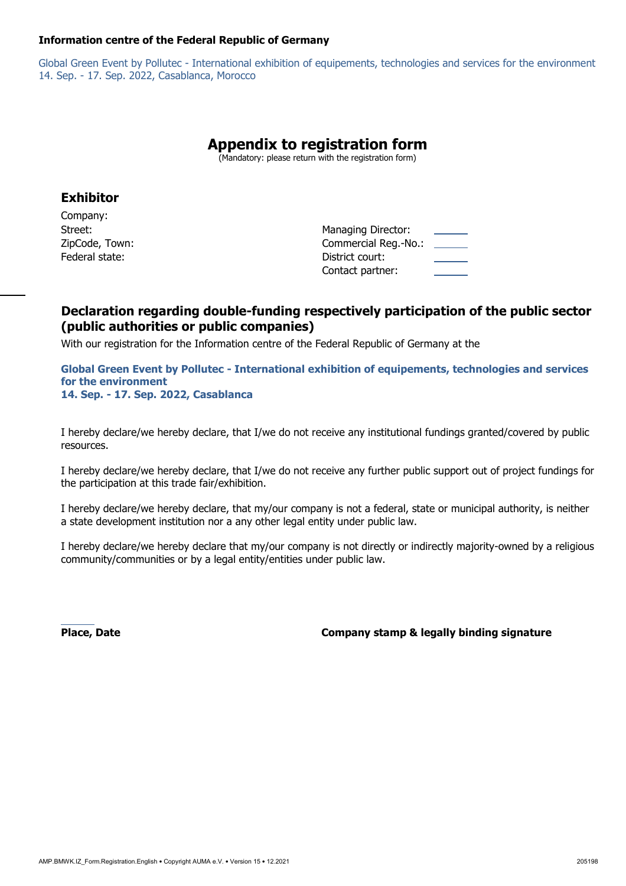**Information centre of the Federal Republic of Germany**

Global Green Event by Pollutec - International exhibition of equipements, technologies and services for the environment
14. Sep. - 17. Sep. 2022, Casablanca, Morocco

# Appendix to registration form

(Mandatory: please return with the registration form)

## Exhibitor

Company:
Street:
ZipCode, Town:
Federal state:

Managing Director:
Commercial Reg.-No.:
District court:
Contact partner:

## Declaration regarding double-funding respectively participation of the public sector (public authorities or public companies)

With our registration for the Information centre of the Federal Republic of Germany at the

**Global Green Event by Pollutec - International exhibition of equipements, technologies and services for the environment**
**14. Sep. - 17. Sep. 2022, Casablanca**

I hereby declare/we hereby declare, that I/we do not receive any institutional fundings granted/covered by public resources.

I hereby declare/we hereby declare, that I/we do not receive any further public support out of project fundings for the participation at this trade fair/exhibition.

I hereby declare/we hereby declare, that my/our company is not a federal, state or municipal authority, is neither a state development institution nor a any other legal entity under public law.

I hereby declare/we hereby declare that my/our company is not directly or indirectly majority-owned by a religious community/communities or by a legal entity/entities under public law.

**Place, Date**

**Company stamp & legally binding signature**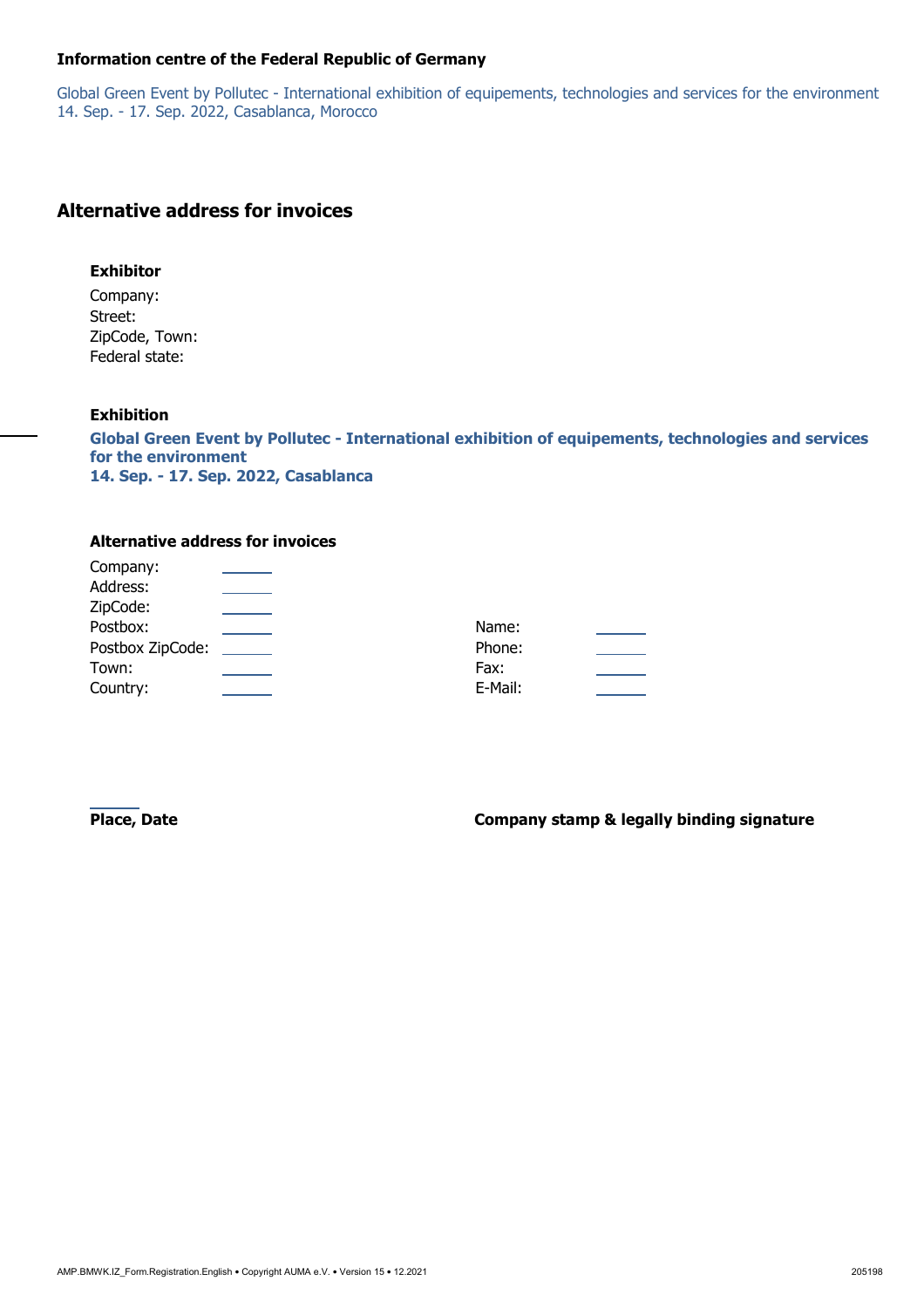**Information centre of the Federal Republic of Germany**

Global Green Event by Pollutec - International exhibition of equipements, technologies and services for the environment
14. Sep. - 17. Sep. 2022, Casablanca, Morocco

## Alternative address for invoices

**Exhibitor**

Company:
Street:
ZipCode, Town:
Federal state:

**Exhibition**

**Global Green Event by Pollutec - International exhibition of equipements, technologies and services for the environment**
**14. Sep. - 17. Sep. 2022, Casablanca**

**Alternative address for invoices**

| | | | |
|---|---|---|---|
| Company: | | | |
| Address: | | | |
| ZipCode: | | | |
| Postbox: | | Name: | |
| Postbox ZipCode: | | Phone: | |
| Town: | | Fax: | |
| Country: | | E-Mail: | |

**Place, Date** **Company stamp & legally binding signature**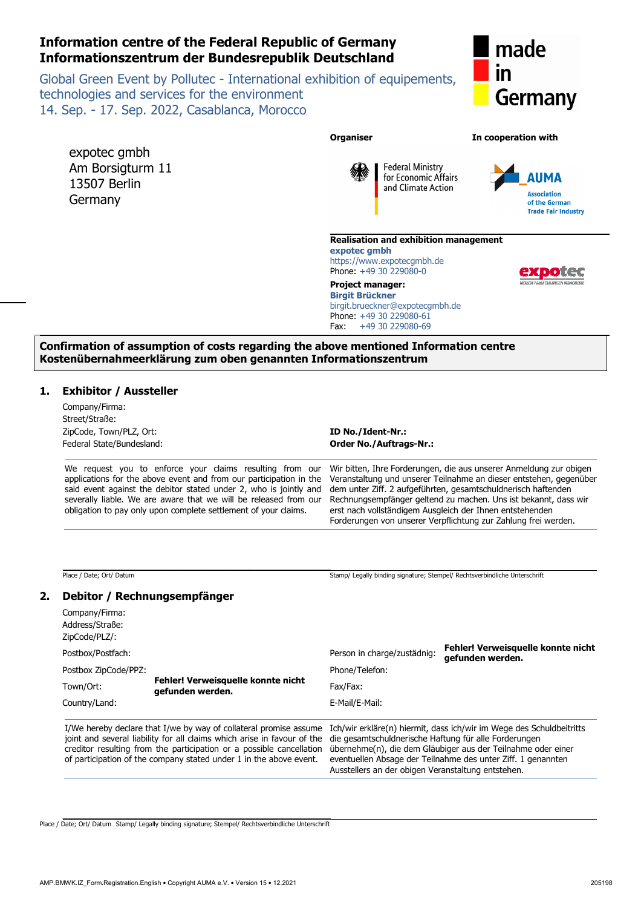# Information centre of the Federal Republic of Germany
# Informationszentrum der Bundesrepublik Deutschland

Global Green Event by Pollutec - International exhibition of equipements, technologies and services for the environment
14. Sep. - 17. Sep. 2022, Casablanca, Morocco

made in Germany

expotec gmbh
Am Borsigturm 11
13507 Berlin
Germany

**Organiser**

Federal Ministry for Economic Affairs and Climate Action

**In cooperation with**

AUMA Association of the German Trade Fair Industry

**Realisation and exhibition management**
**expotec gmbh**
https://www.expotecgmbh.de
Phone: +49 30 229080-0

**Project manager:**
**Birgit Brückner**
birgit.brueckner@expotecgmbh.de
Phone: +49 30 229080-61
Fax: +49 30 229080-69

**Confirmation of assumption of costs regarding the above mentioned Information centre**
**Kostenübernahmeerklärung zum oben genannten Informationszentrum**

## 1. Exhibitor / Aussteller

Company/Firma:
Street/Straße:
ZipCode, Town/PLZ, Ort:
Federal State/Bundesland:

**ID No./Ident-Nr.:**
**Order No./Auftrags-Nr.:**

We request you to enforce your claims resulting from our applications for the above event and from our participation in the said event against the debitor stated under 2, who is jointly and severally liable. We are aware that we will be released from our obligation to pay only upon complete settlement of your claims.

Wir bitten, Ihre Forderungen, die aus unserer Anmeldung zur obigen Veranstaltung und unserer Teilnahme an dieser entstehen, gegenüber dem unter Ziff. 2 aufgeführten, gesamtschuldnerisch haftenden Rechnungsempfänger geltend zu machen. Uns ist bekannt, dass wir erst nach vollständigem Ausgleich der Ihnen entstehenden Forderungen von unserer Verpflichtung zur Zahlung frei werden.

Place / Date; Ort/ Datum

Stamp/ Legally binding signature; Stempel/ Rechtsverbindliche Unterschrift

## 2. Debitor / Rechnungsempfänger

Company/Firma:
Address/Straße:
ZipCode/PLZ/:
Postbox/Postfach:
Postbox ZipCode/PPZ:
Town/Ort: **Fehler! Verweisquelle konnte nicht gefunden werden.**
Country/Land:

Person in charge/zuständig: **Fehler! Verweisquelle konnte nicht gefunden werden.**
Phone/Telefon:
Fax/Fax:
E-Mail/E-Mail:

I/We hereby declare that I/we by way of collateral promise assume joint and several liability for all claims which arise in favour of the creditor resulting from the participation or a possible cancellation of participation of the company stated under 1 in the above event.

Ich/wir erkläre(n) hiermit, dass ich/wir im Wege des Schuldbeitritts die gesamtschuldnerische Haftung für alle Forderungen übernehme(n), die dem Gläubiger aus der Teilnahme oder einer eventuellen Absage der Teilnahme des unter Ziff. 1 genannten Ausstellers an der obigen Veranstaltung entstehen.

Place / Date; Ort/ Datum Stamp/ Legally binding signature; Stempel/ Rechtsverbindliche Unterschrift

AMP.BMWK.IZ_Form.Registration.English • Copyright AUMA e.V. • Version 15 • 12.2021 205198